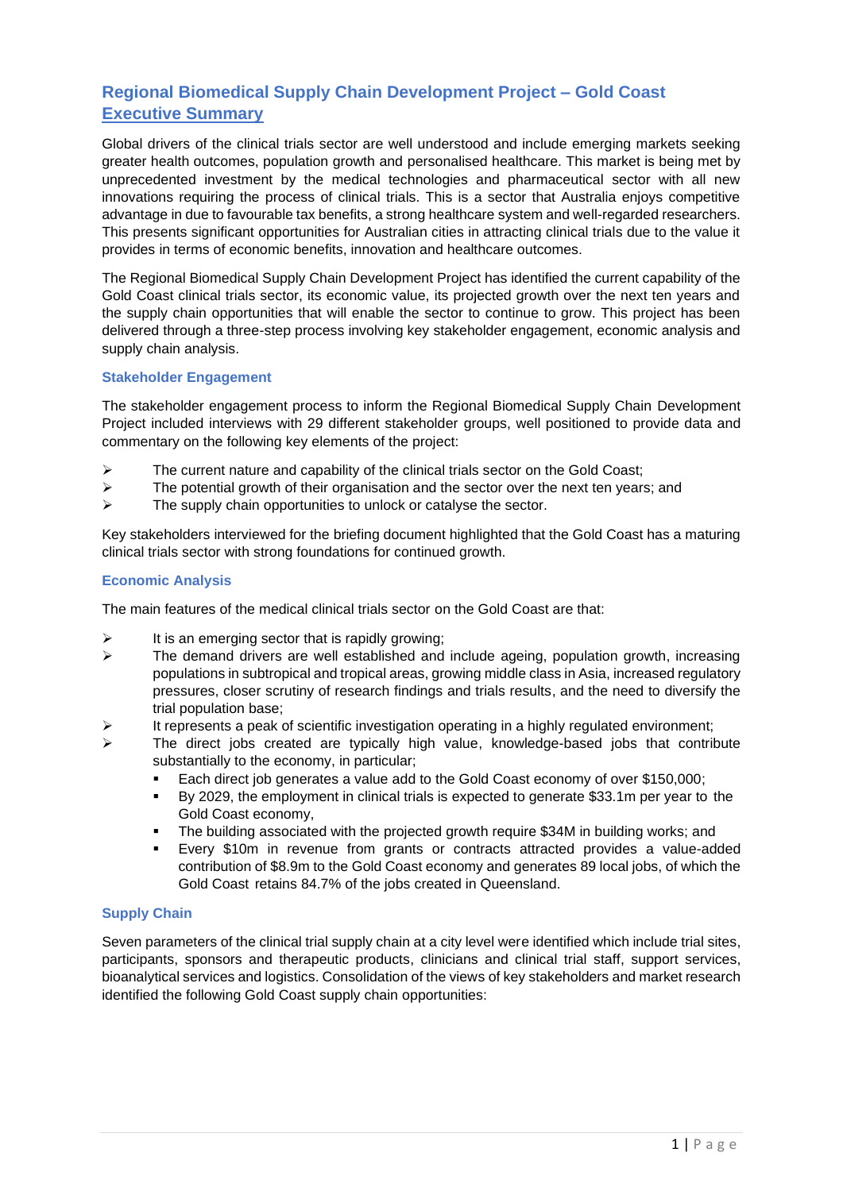# Regional Biomedical Supply Chain Development Project – Gold Coast

## Executive Summary

Global drivers of the clinical trials sector are well understood and include emerging markets seeking greater health outcomes, population growth and personalised healthcare. This market is being met by unprecedented investment by the medical technologies and pharmaceutical sector with all new innovations requiring the process of clinical trials. This is a sector that Australia enjoys competitive advantage in due to favourable tax benefits, a strong healthcare system and well-regarded researchers. This presents significant opportunities for Australian cities in attracting clinical trials due to the value it provides in terms of economic benefits, innovation and healthcare outcomes.

The Regional Biomedical Supply Chain Development Project has identified the current capability of the Gold Coast clinical trials sector, its economic value, its projected growth over the next ten years and the supply chain opportunities that will enable the sector to continue to grow. This project has been delivered through a three-step process involving key stakeholder engagement, economic analysis and supply chain analysis.

### Stakeholder Engagement

The stakeholder engagement process to inform the Regional Biomedical Supply Chain Development Project included interviews with 29 different stakeholder groups, well positioned to provide data and commentary on the following key elements of the project:

- The current nature and capability of the clinical trials sector on the Gold Coast;
- The potential growth of their organisation and the sector over the next ten years; and
- The supply chain opportunities to unlock or catalyse the sector.

Key stakeholders interviewed for the briefing document highlighted that the Gold Coast has a maturing clinical trials sector with strong foundations for continued growth.

### Economic Analysis

The main features of the medical clinical trials sector on the Gold Coast are that:

- It is an emerging sector that is rapidly growing;
- The demand drivers are well established and include ageing, population growth, increasing populations in subtropical and tropical areas, growing middle class in Asia, increased regulatory pressures, closer scrutiny of research findings and trials results, and the need to diversify the trial population base;
- It represents a peak of scientific investigation operating in a highly regulated environment;
- The direct jobs created are typically high value, knowledge-based jobs that contribute substantially to the economy, in particular;
  - Each direct job generates a value add to the Gold Coast economy of over $150,000;
  - By 2029, the employment in clinical trials is expected to generate $33.1m per year to the Gold Coast economy,
  - The building associated with the projected growth require $34M in building works; and
  - Every $10m in revenue from grants or contracts attracted provides a value-added contribution of $8.9m to the Gold Coast economy and generates 89 local jobs, of which the Gold Coast retains 84.7% of the jobs created in Queensland.

### Supply Chain

Seven parameters of the clinical trial supply chain at a city level were identified which include trial sites, participants, sponsors and therapeutic products, clinicians and clinical trial staff, support services, bioanalytical services and logistics. Consolidation of the views of key stakeholders and market research identified the following Gold Coast supply chain opportunities: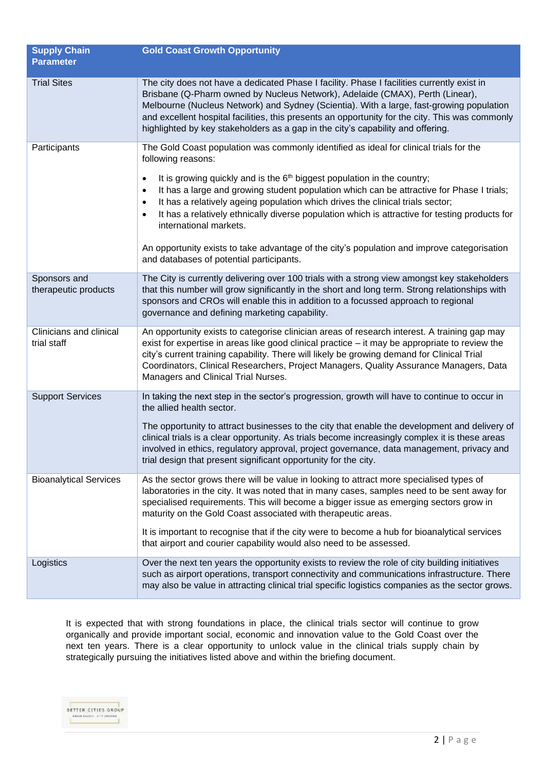| Supply Chain Parameter | Gold Coast Growth Opportunity |
|---|---|
| Trial Sites | The city does not have a dedicated Phase I facility. Phase I facilities currently exist in Brisbane (Q-Pharm owned by Nucleus Network), Adelaide (CMAX), Perth (Linear), Melbourne (Nucleus Network) and Sydney (Scientia). With a large, fast-growing population and excellent hospital facilities, this presents an opportunity for the city. This was commonly highlighted by key stakeholders as a gap in the city's capability and offering. |
| Participants | The Gold Coast population was commonly identified as ideal for clinical trials for the following reasons:<br>• It is growing quickly and is the 6th biggest population in the country;<br>• It has a large and growing student population which can be attractive for Phase I trials;<br>• It has a relatively ageing population which drives the clinical trials sector;<br>• It has a relatively ethnically diverse population which is attractive for testing products for international markets.<br><br>An opportunity exists to take advantage of the city's population and improve categorisation and databases of potential participants. |
| Sponsors and therapeutic products | The City is currently delivering over 100 trials with a strong view amongst key stakeholders that this number will grow significantly in the short and long term. Strong relationships with sponsors and CROs will enable this in addition to a focussed approach to regional governance and defining marketing capability. |
| Clinicians and clinical trial staff | An opportunity exists to categorise clinician areas of research interest. A training gap may exist for expertise in areas like good clinical practice – it may be appropriate to review the city's current training capability. There will likely be growing demand for Clinical Trial Coordinators, Clinical Researchers, Project Managers, Quality Assurance Managers, Data Managers and Clinical Trial Nurses. |
| Support Services | In taking the next step in the sector's progression, growth will have to continue to occur in the allied health sector.<br><br>The opportunity to attract businesses to the city that enable the development and delivery of clinical trials is a clear opportunity. As trials become increasingly complex it is these areas involved in ethics, regulatory approval, project governance, data management, privacy and trial design that present significant opportunity for the city. |
| Bioanalytical Services | As the sector grows there will be value in looking to attract more specialised types of laboratories in the city. It was noted that in many cases, samples need to be sent away for specialised requirements. This will become a bigger issue as emerging sectors grow in maturity on the Gold Coast associated with therapeutic areas.<br><br>It is important to recognise that if the city were to become a hub for bioanalytical services that airport and courier capability would also need to be assessed. |
| Logistics | Over the next ten years the opportunity exists to review the role of city building initiatives such as airport operations, transport connectivity and communications infrastructure. There may also be value in attracting clinical trial specific logistics companies as the sector grows. |

It is expected that with strong foundations in place, the clinical trials sector will continue to grow organically and provide important social, economic and innovation value to the Gold Coast over the next ten years. There is a clear opportunity to unlock value in the clinical trials supply chain by strategically pursuing the initiatives listed above and within the briefing document.